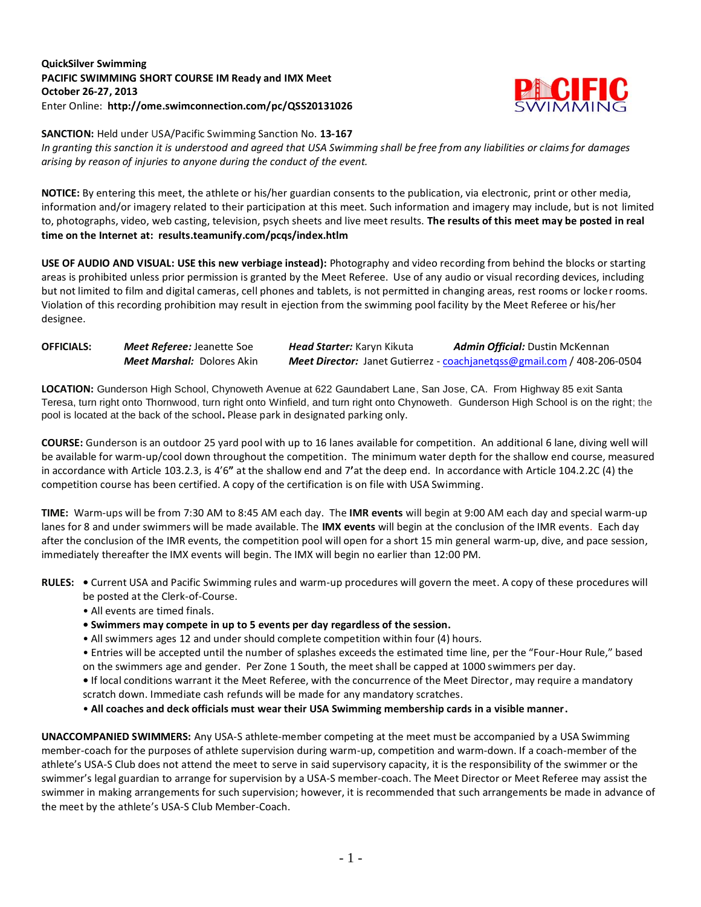**QuickSilver Swimming**
**PACIFIC SWIMMING SHORT COURSE IM Ready and IMX Meet**
**October 26-27, 2013**
Enter Online: **http://ome.swimconnection.com/pc/QSS20131026**

**SANCTION:** Held under USA/Pacific Swimming Sanction No. **13-167**
*In granting this sanction it is understood and agreed that USA Swimming shall be free from any liabilities or claims for damages arising by reason of injuries to anyone during the conduct of the event.*

**NOTICE:** By entering this meet, the athlete or his/her guardian consents to the publication, via electronic, print or other media, information and/or imagery related to their participation at this meet. Such information and imagery may include, but is not limited to, photographs, video, web casting, television, psych sheets and live meet results. **The results of this meet may be posted in real time on the Internet at: results.teamunify.com/pcqs/index.htlm**

**USE OF AUDIO AND VISUAL: USE this new verbiage instead):** Photography and video recording from behind the blocks or starting areas is prohibited unless prior permission is granted by the Meet Referee. Use of any audio or visual recording devices, including but not limited to film and digital cameras, cell phones and tablets, is not permitted in changing areas, rest rooms or locker rooms. Violation of this recording prohibition may result in ejection from the swimming pool facility by the Meet Referee or his/her designee.

**OFFICIALS:** ***Meet Referee:*** Jeanette Soe ***Head Starter:*** Karyn Kikuta ***Admin Official:*** Dustin McKennan
***Meet Marshal:*** Dolores Akin ***Meet Director:*** Janet Gutierrez - coachjanetqss@gmail.com / 408-206-0504

**LOCATION:** Gunderson High School, Chynoweth Avenue at 622 Gaundabert Lane, San Jose, CA. From Highway 85 exit Santa Teresa, turn right onto Thornwood, turn right onto Winfield, and turn right onto Chynoweth. Gunderson High School is on the right; the pool is located at the back of the school**.** Please park in designated parking only.

**COURSE:** Gunderson is an outdoor 25 yard pool with up to 16 lanes available for competition. An additional 6 lane, diving well will be available for warm-up/cool down throughout the competition. The minimum water depth for the shallow end course, measured in accordance with Article 103.2.3, is 4'6**"** at the shallow end and 7**'**at the deep end. In accordance with Article 104.2.2C (4) the competition course has been certified. A copy of the certification is on file with USA Swimming.

**TIME:** Warm-ups will be from 7:30 AM to 8:45 AM each day. The **IMR events** will begin at 9:00 AM each day and special warm-up lanes for 8 and under swimmers will be made available. The **IMX events** will begin at the conclusion of the IMR events. Each day after the conclusion of the IMR events, the competition pool will open for a short 15 min general warm-up, dive, and pace session, immediately thereafter the IMX events will begin. The IMX will begin no earlier than 12:00 PM.

**RULES:**
- Current USA and Pacific Swimming rules and warm-up procedures will govern the meet. A copy of these procedures will be posted at the Clerk-of-Course.
- All events are timed finals.
- **Swimmers may compete in up to 5 events per day regardless of the session.**
- All swimmers ages 12 and under should complete competition within four (4) hours.
- Entries will be accepted until the number of splashes exceeds the estimated time line, per the "Four-Hour Rule," based on the swimmers age and gender. Per Zone 1 South, the meet shall be capped at 1000 swimmers per day.
- If local conditions warrant it the Meet Referee, with the concurrence of the Meet Director, may require a mandatory scratch down. Immediate cash refunds will be made for any mandatory scratches.
- **All coaches and deck officials must wear their USA Swimming membership cards in a visible manner.**

**UNACCOMPANIED SWIMMERS:** Any USA-S athlete-member competing at the meet must be accompanied by a USA Swimming member-coach for the purposes of athlete supervision during warm-up, competition and warm-down. If a coach-member of the athlete's USA-S Club does not attend the meet to serve in said supervisory capacity, it is the responsibility of the swimmer or the swimmer's legal guardian to arrange for supervision by a USA-S member-coach. The Meet Director or Meet Referee may assist the swimmer in making arrangements for such supervision; however, it is recommended that such arrangements be made in advance of the meet by the athlete's USA-S Club Member-Coach.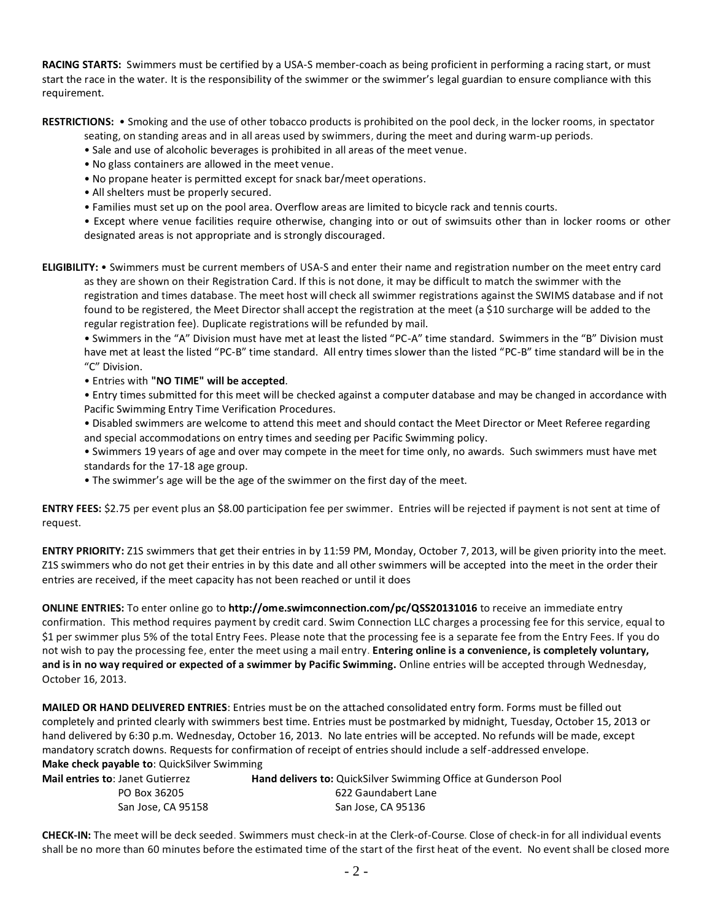**RACING STARTS:** Swimmers must be certified by a USA-S member-coach as being proficient in performing a racing start, or must start the race in the water. It is the responsibility of the swimmer or the swimmer's legal guardian to ensure compliance with this requirement.

**RESTRICTIONS:** • Smoking and the use of other tobacco products is prohibited on the pool deck, in the locker rooms, in spectator seating, on standing areas and in all areas used by swimmers, during the meet and during warm-up periods.

- Sale and use of alcoholic beverages is prohibited in all areas of the meet venue.
- No glass containers are allowed in the meet venue.
- No propane heater is permitted except for snack bar/meet operations.
- All shelters must be properly secured.
- Families must set up on the pool area. Overflow areas are limited to bicycle rack and tennis courts.
- Except where venue facilities require otherwise, changing into or out of swimsuits other than in locker rooms or other designated areas is not appropriate and is strongly discouraged.

**ELIGIBILITY:** • Swimmers must be current members of USA-S and enter their name and registration number on the meet entry card as they are shown on their Registration Card. If this is not done, it may be difficult to match the swimmer with the registration and times database. The meet host will check all swimmer registrations against the SWIMS database and if not found to be registered, the Meet Director shall accept the registration at the meet (a $10 surcharge will be added to the regular registration fee). Duplicate registrations will be refunded by mail.

- Swimmers in the "A" Division must have met at least the listed "PC-A" time standard. Swimmers in the "B" Division must have met at least the listed "PC-B" time standard. All entry times slower than the listed "PC-B" time standard will be in the "C" Division.
- Entries with **"NO TIME" will be accepted**.
- Entry times submitted for this meet will be checked against a computer database and may be changed in accordance with Pacific Swimming Entry Time Verification Procedures.
- Disabled swimmers are welcome to attend this meet and should contact the Meet Director or Meet Referee regarding and special accommodations on entry times and seeding per Pacific Swimming policy.
- Swimmers 19 years of age and over may compete in the meet for time only, no awards. Such swimmers must have met standards for the 17-18 age group.
- The swimmer's age will be the age of the swimmer on the first day of the meet.

**ENTRY FEES:** $2.75 per event plus an $8.00 participation fee per swimmer. Entries will be rejected if payment is not sent at time of request.

**ENTRY PRIORITY:** Z1S swimmers that get their entries in by 11:59 PM, Monday, October 7, 2013, will be given priority into the meet. Z1S swimmers who do not get their entries in by this date and all other swimmers will be accepted into the meet in the order their entries are received, if the meet capacity has not been reached or until it does

**ONLINE ENTRIES:** To enter online go to **http://ome.swimconnection.com/pc/QSS20131016** to receive an immediate entry confirmation. This method requires payment by credit card. Swim Connection LLC charges a processing fee for this service, equal to $1 per swimmer plus 5% of the total Entry Fees. Please note that the processing fee is a separate fee from the Entry Fees. If you do not wish to pay the processing fee, enter the meet using a mail entry. **Entering online is a convenience, is completely voluntary, and is in no way required or expected of a swimmer by Pacific Swimming.** Online entries will be accepted through Wednesday, October 16, 2013.

**MAILED OR HAND DELIVERED ENTRIES**: Entries must be on the attached consolidated entry form. Forms must be filled out completely and printed clearly with swimmers best time. Entries must be postmarked by midnight, Tuesday, October 15, 2013 or hand delivered by 6:30 p.m. Wednesday, October 16, 2013. No late entries will be accepted. No refunds will be made, except mandatory scratch downs. Requests for confirmation of receipt of entries should include a self-addressed envelope.

**Make check payable to**: QuickSilver Swimming

**Mail entries to**: Janet Gutierrez
PO Box 36205
San Jose, CA 95158

**Hand delivers to:** QuickSilver Swimming Office at Gunderson Pool
622 Gaundabert Lane
San Jose, CA 95136

**CHECK-IN:** The meet will be deck seeded. Swimmers must check-in at the Clerk-of-Course. Close of check-in for all individual events shall be no more than 60 minutes before the estimated time of the start of the first heat of the event. No event shall be closed more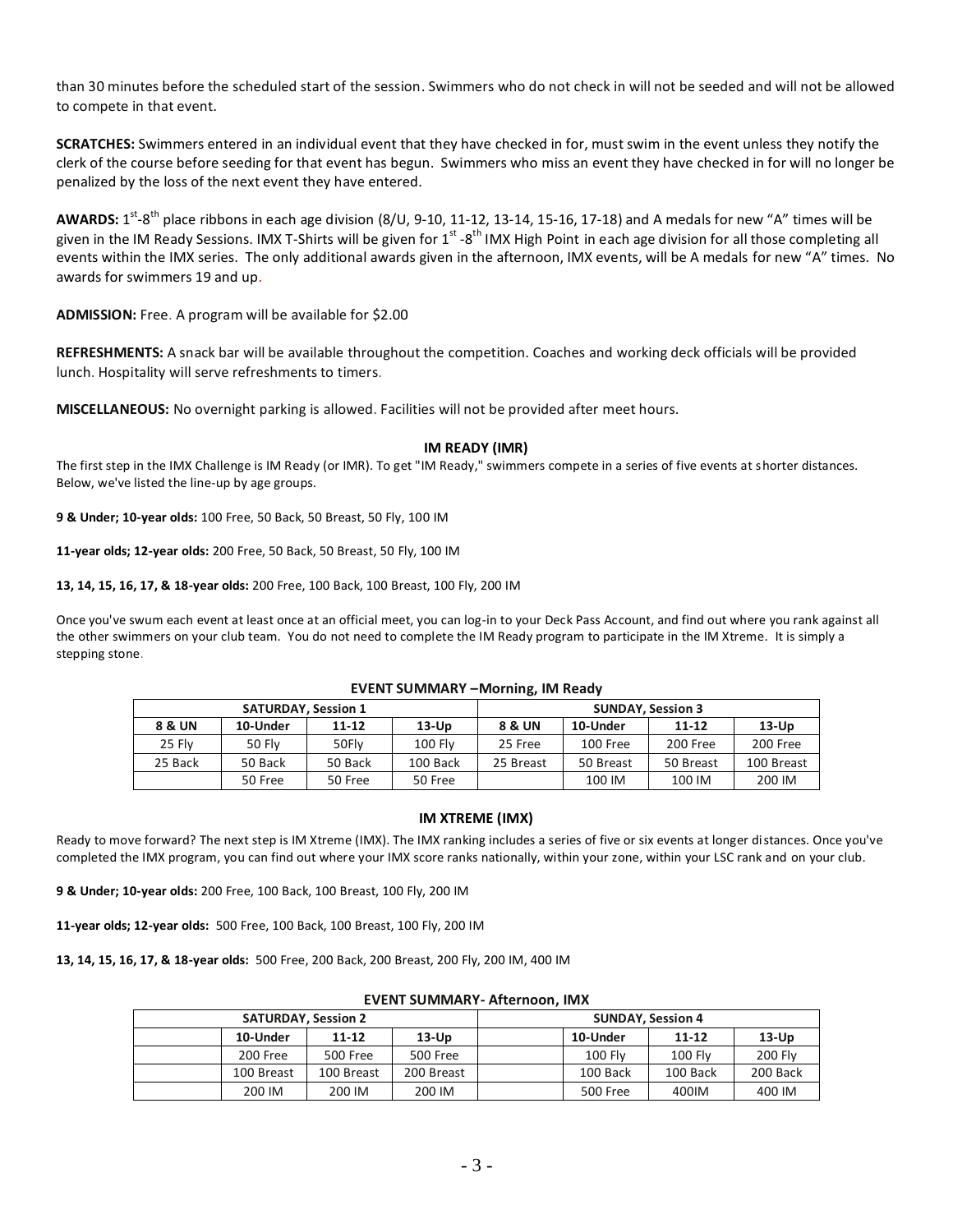than 30 minutes before the scheduled start of the session. Swimmers who do not check in will not be seeded and will not be allowed to compete in that event.

**SCRATCHES:** Swimmers entered in an individual event that they have checked in for, must swim in the event unless they notify the clerk of the course before seeding for that event has begun. Swimmers who miss an event they have checked in for will no longer be penalized by the loss of the next event they have entered.

**AWARDS:** 1st-8th place ribbons in each age division (8/U, 9-10, 11-12, 13-14, 15-16, 17-18) and A medals for new "A" times will be given in the IM Ready Sessions. IMX T-Shirts will be given for 1st-8th IMX High Point in each age division for all those completing all events within the IMX series. The only additional awards given in the afternoon, IMX events, will be A medals for new "A" times. No awards for swimmers 19 and up.

**ADMISSION:** Free. A program will be available for $2.00

**REFRESHMENTS:** A snack bar will be available throughout the competition. Coaches and working deck officials will be provided lunch. Hospitality will serve refreshments to timers.

**MISCELLANEOUS:** No overnight parking is allowed. Facilities will not be provided after meet hours.

## IM READY (IMR)

The first step in the IMX Challenge is IM Ready (or IMR). To get "IM Ready," swimmers compete in a series of five events at shorter distances. Below, we've listed the line-up by age groups.

**9 & Under; 10-year olds:** 100 Free, 50 Back, 50 Breast, 50 Fly, 100 IM

**11-year olds; 12-year olds:** 200 Free, 50 Back, 50 Breast, 50 Fly, 100 IM

**13, 14, 15, 16, 17, & 18-year olds:** 200 Free, 100 Back, 100 Breast, 100 Fly, 200 IM

Once you've swum each event at least once at an official meet, you can log-in to your Deck Pass Account, and find out where you rank against all the other swimmers on your club team. You do not need to complete the IM Ready program to participate in the IM Xtreme. It is simply a stepping stone.

**EVENT SUMMARY –Morning, IM Ready**

| SATURDAY, Session 1 | | | | SUNDAY, Session 3 | | | |
|---|---|---|---|---|---|---|---|
| 8 & UN | 10-Under | 11-12 | 13-Up | 8 & UN | 10-Under | 11-12 | 13-Up |
| 25 Fly | 50 Fly | 50Fly | 100 Fly | 25 Free | 100 Free | 200 Free | 200 Free |
| 25 Back | 50 Back | 50 Back | 100 Back | 25 Breast | 50 Breast | 50 Breast | 100 Breast |
| | 50 Free | 50 Free | 50 Free | | 100 IM | 100 IM | 200 IM |

## IM XTREME (IMX)

Ready to move forward? The next step is IM Xtreme (IMX). The IMX ranking includes a series of five or six events at longer distances. Once you've completed the IMX program, you can find out where your IMX score ranks nationally, within your zone, within your LSC rank and on your club.

**9 & Under; 10-year olds:** 200 Free, 100 Back, 100 Breast, 100 Fly, 200 IM

**11-year olds; 12-year olds:** 500 Free, 100 Back, 100 Breast, 100 Fly, 200 IM

**13, 14, 15, 16, 17, & 18-year olds:** 500 Free, 200 Back, 200 Breast, 200 Fly, 200 IM, 400 IM

**EVENT SUMMARY- Afternoon, IMX**

| SATURDAY, Session 2 | | | | SUNDAY, Session 4 | | | |
|---|---|---|---|---|---|---|---|
| | 10-Under | 11-12 | 13-Up | | 10-Under | 11-12 | 13-Up |
| | 200 Free | 500 Free | 500 Free | | 100 Fly | 100 Fly | 200 Fly |
| | 100 Breast | 100 Breast | 200 Breast | | 100 Back | 100 Back | 200 Back |
| | 200 IM | 200 IM | 200 IM | | 500 Free | 400IM | 400 IM |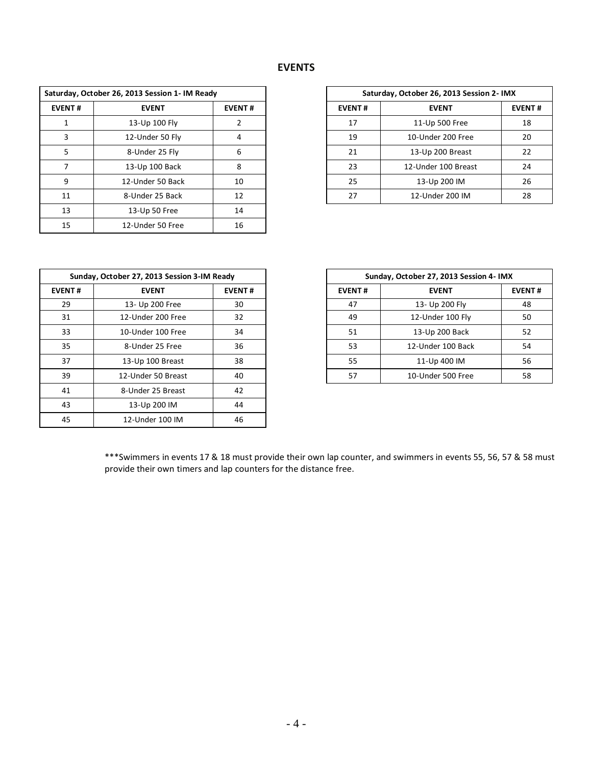## EVENTS

| Saturday, October 26, 2013 Session 1- IM Ready | | |
|---|---|---|
| EVENT # | EVENT | EVENT # |
| 1 | 13-Up 100 Fly | 2 |
| 3 | 12-Under 50 Fly | 4 |
| 5 | 8-Under 25 Fly | 6 |
| 7 | 13-Up 100 Back | 8 |
| 9 | 12-Under 50 Back | 10 |
| 11 | 8-Under 25 Back | 12 |
| 13 | 13-Up 50 Free | 14 |
| 15 | 12-Under 50 Free | 16 |

| Saturday, October 26, 2013 Session 2- IMX | | |
|---|---|---|
| EVENT # | EVENT | EVENT # |
| 17 | 11-Up 500 Free | 18 |
| 19 | 10-Under 200 Free | 20 |
| 21 | 13-Up 200 Breast | 22 |
| 23 | 12-Under 100 Breast | 24 |
| 25 | 13-Up 200 IM | 26 |
| 27 | 12-Under 200 IM | 28 |

| Sunday, October 27, 2013 Session 3-IM Ready | | |
|---|---|---|
| EVENT # | EVENT | EVENT # |
| 29 | 13- Up 200 Free | 30 |
| 31 | 12-Under 200 Free | 32 |
| 33 | 10-Under 100 Free | 34 |
| 35 | 8-Under 25 Free | 36 |
| 37 | 13-Up 100 Breast | 38 |
| 39 | 12-Under 50 Breast | 40 |
| 41 | 8-Under 25 Breast | 42 |
| 43 | 13-Up 200 IM | 44 |
| 45 | 12-Under 100 IM | 46 |

| Sunday, October 27, 2013 Session 4- IMX | | |
|---|---|---|
| EVENT # | EVENT | EVENT # |
| 47 | 13- Up 200 Fly | 48 |
| 49 | 12-Under 100 Fly | 50 |
| 51 | 13-Up 200 Back | 52 |
| 53 | 12-Under 100 Back | 54 |
| 55 | 11-Up 400 IM | 56 |
| 57 | 10-Under 500 Free | 58 |

***Swimmers in events 17 & 18 must provide their own lap counter, and swimmers in events 55, 56, 57 & 58 must provide their own timers and lap counters for the distance free.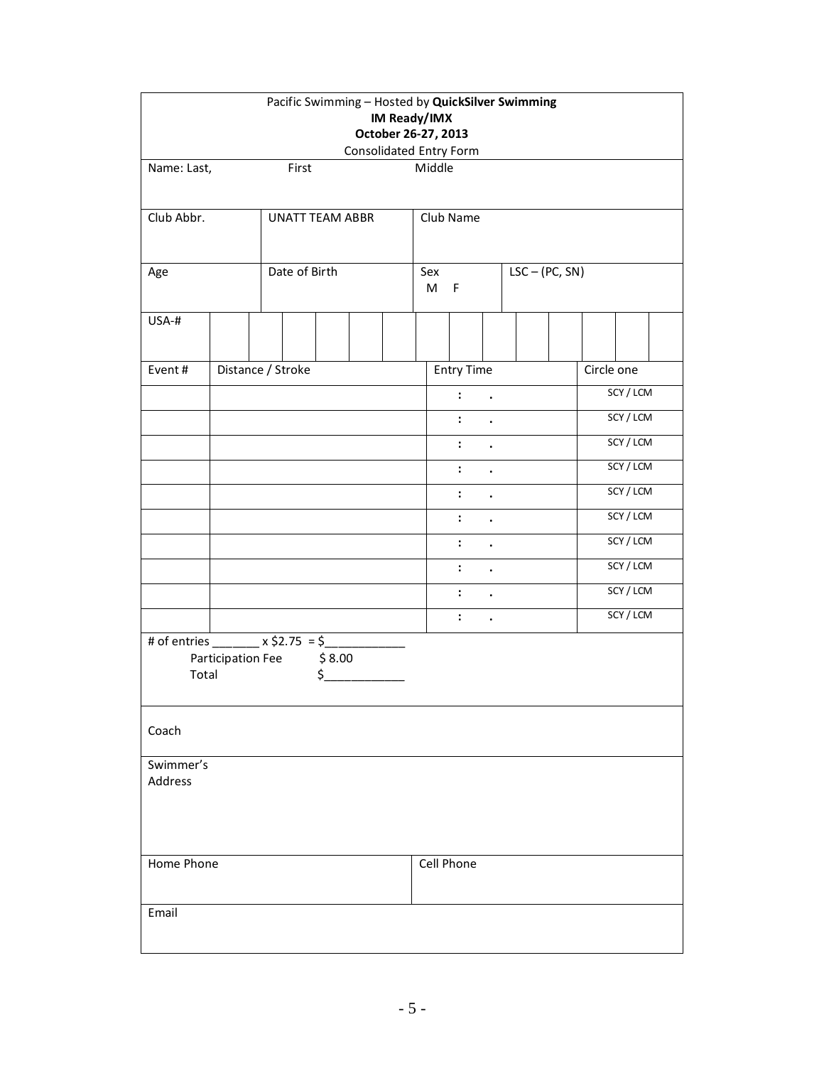Pacific Swimming – Hosted by **QuickSilver Swimming**

**IM Ready/IMX**

**October 26-27, 2013**

Consolidated Entry Form

| | | | |
|---|---|---|---|
| Name: Last, | First | Middle | |
| Club Abbr. | UNATT TEAM ABBR | Club Name | |
| Age | Date of Birth | Sex M F | LSC – (PC, SN) |
| USA-# | | | |

| Event # | Distance / Stroke | Entry Time | Circle one |
|---|---|---|---|
| | | : . | SCY / LCM |
| | | : . | SCY / LCM |
| | | : . | SCY / LCM |
| | | : . | SCY / LCM |
| | | : . | SCY / LCM |
| | | : . | SCY / LCM |
| | | : . | SCY / LCM |
| | | : . | SCY / LCM |
| | | : . | SCY / LCM |
| | | : . | SCY / LCM |

# of entries _______ x $2.75 = $___________

Participation Fee $ 8.00

Total $___________

Coach

Swimmer's Address

| | |
|---|---|
| Home Phone | Cell Phone |

Email